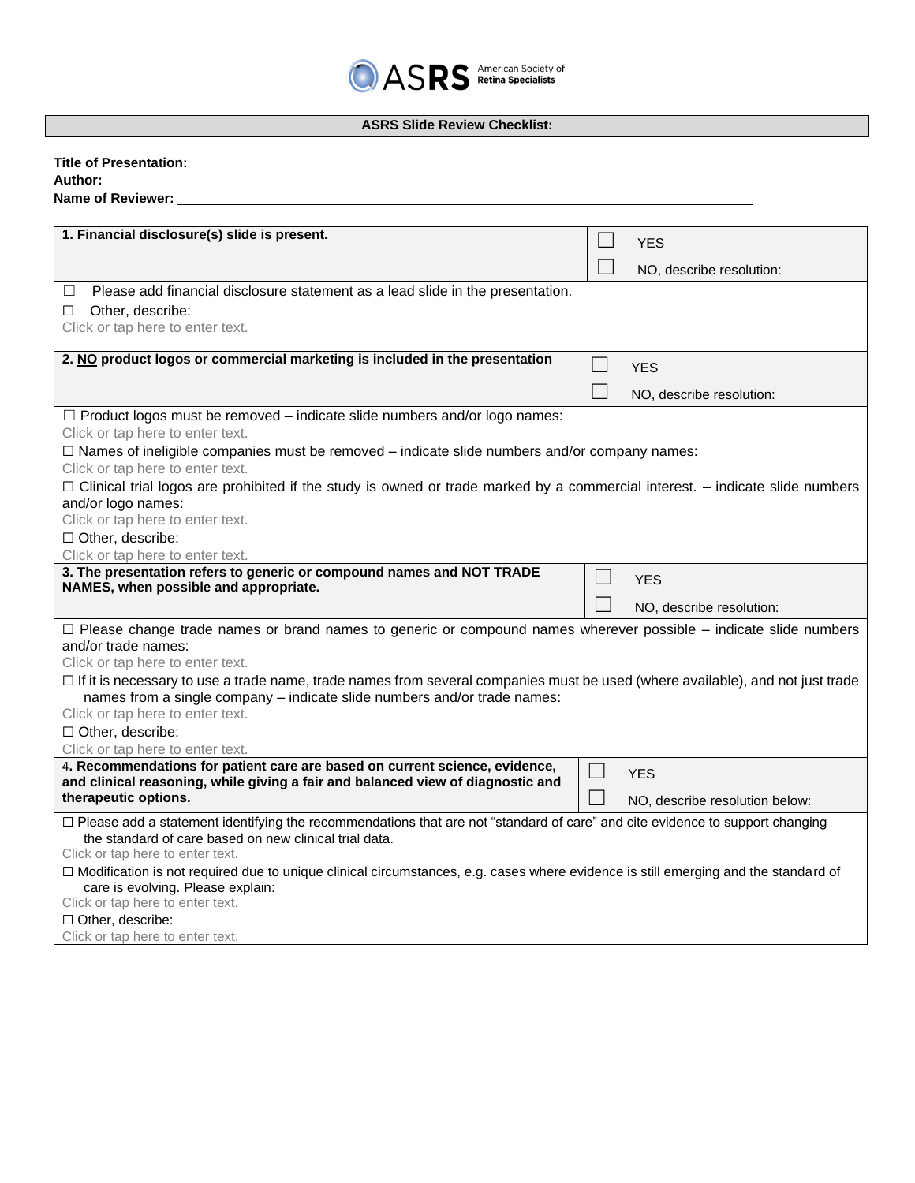ASRS American Society of Retina Specialists

## ASRS Slide Review Checklist:

**Title of Presentation:**
**Author:**
**Name of Reviewer:** \_\_\_\_\_\_\_\_\_\_\_\_\_\_\_\_\_\_\_\_\_\_\_\_\_\_\_\_\_\_\_\_\_\_\_\_\_\_\_\_\_\_\_\_\_\_\_\_\_\_\_\_\_\_\_\_\_\_\_\_\_\_

| **1. Financial disclosure(s) slide is present.** | ☐ YES<br>☐ NO, describe resolution: |
|---|---|
| ☐ Please add financial disclosure statement as a lead slide in the presentation.<br>☐ Other, describe:<br>Click or tap here to enter text. | |
| **2. NO product logos or commercial marketing is included in the presentation** | ☐ YES<br>☐ NO, describe resolution: |
| ☐ Product logos must be removed – indicate slide numbers and/or logo names:<br>Click or tap here to enter text.<br>☐ Names of ineligible companies must be removed – indicate slide numbers and/or company names:<br>Click or tap here to enter text.<br>☐ Clinical trial logos are prohibited if the study is owned or trade marked by a commercial interest. – indicate slide numbers and/or logo names:<br>Click or tap here to enter text.<br>☐ Other, describe:<br>Click or tap here to enter text. | |
| **3. The presentation refers to generic or compound names and NOT TRADE NAMES, when possible and appropriate.** | ☐ YES<br>☐ NO, describe resolution: |
| ☐ Please change trade names or brand names to generic or compound names wherever possible – indicate slide numbers and/or trade names:<br>Click or tap here to enter text.<br>☐ If it is necessary to use a trade name, trade names from several companies must be used (where available), and not just trade names from a single company – indicate slide numbers and/or trade names:<br>Click or tap here to enter text.<br>☐ Other, describe:<br>Click or tap here to enter text. | |
| 4**. Recommendations for patient care are based on current science, evidence, and clinical reasoning, while giving a fair and balanced view of diagnostic and therapeutic options.** | ☐ YES<br>☐ NO, describe resolution below: |
| ☐ Please add a statement identifying the recommendations that are not "standard of care" and cite evidence to support changing the standard of care based on new clinical trial data.<br>Click or tap here to enter text.<br>☐ Modification is not required due to unique clinical circumstances, e.g. cases where evidence is still emerging and the standard of care is evolving. Please explain:<br>Click or tap here to enter text.<br>☐ Other, describe:<br>Click or tap here to enter text. | |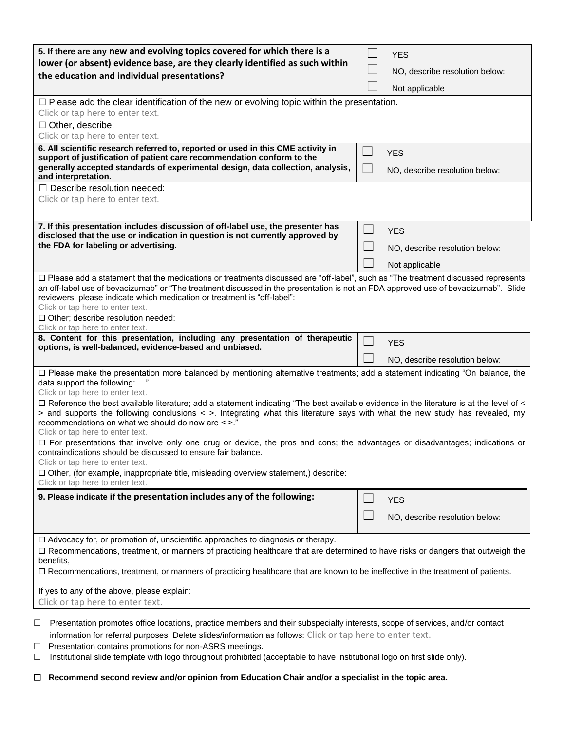| | |
|---|---|
| **5. If there are any new and evolving topics covered for which there is a lower (or absent) evidence base, are they clearly identified as such within the education and individual presentations?** | ☐ YES<br>☐ NO, describe resolution below:<br>☐ Not applicable |

☐ Please add the clear identification of the new or evolving topic within the presentation.
Click or tap here to enter text.
☐ Other, describe:
Click or tap here to enter text.

| | |
|---|---|
| **6. All scientific research referred to, reported or used in this CME activity in support of justification of patient care recommendation conform to the generally accepted standards of experimental design, data collection, analysis, and interpretation.** | ☐ YES<br>☐ NO, describe resolution below: |

☐ Describe resolution needed:
Click or tap here to enter text.

| | |
|---|---|
| **7. If this presentation includes discussion of off-label use, the presenter has disclosed that the use or indication in question is not currently approved by the FDA for labeling or advertising.** | ☐ YES<br>☐ NO, describe resolution below:<br>☐ Not applicable |

☐ Please add a statement that the medications or treatments discussed are "off-label", such as "The treatment discussed represents an off-label use of bevacizumab" or "The treatment discussed in the presentation is not an FDA approved use of bevacizumab". Slide reviewers: please indicate which medication or treatment is "off-label":
Click or tap here to enter text.
☐ Other; describe resolution needed:
Click or tap here to enter text.

| | |
|---|---|
| **8. Content for this presentation, including any presentation of therapeutic options, is well-balanced, evidence-based and unbiased.** | ☐ YES<br>☐ NO, describe resolution below: |

☐ Please make the presentation more balanced by mentioning alternative treatments; add a statement indicating "On balance, the data support the following: …"
Click or tap here to enter text.
☐ Reference the best available literature; add a statement indicating "The best available evidence in the literature is at the level of < > and supports the following conclusions < >. Integrating what this literature says with what the new study has revealed, my recommendations on what we should do now are < >."
Click or tap here to enter text.
☐ For presentations that involve only one drug or device, the pros and cons; the advantages or disadvantages; indications or contraindications should be discussed to ensure fair balance.
Click or tap here to enter text.
☐ Other, (for example, inappropriate title, misleading overview statement,) describe:
Click or tap here to enter text.

| | |
|---|---|
| **9. Please indicate if the presentation includes any of the following:** | ☐ YES<br>☐ NO, describe resolution below: |

☐ Advocacy for, or promotion of, unscientific approaches to diagnosis or therapy.
☐ Recommendations, treatment, or manners of practicing healthcare that are determined to have risks or dangers that outweigh the benefits,
☐ Recommendations, treatment, or manners of practicing healthcare that are known to be ineffective in the treatment of patients.

If yes to any of the above, please explain:
Click or tap here to enter text.

☐ Presentation promotes office locations, practice members and their subspecialty interests, scope of services, and/or contact information for referral purposes. Delete slides/information as follows: Click or tap here to enter text.
☐ Presentation contains promotions for non-ASRS meetings.
☐ Institutional slide template with logo throughout prohibited (acceptable to have institutional logo on first slide only).

☐ **Recommend second review and/or opinion from Education Chair and/or a specialist in the topic area.**